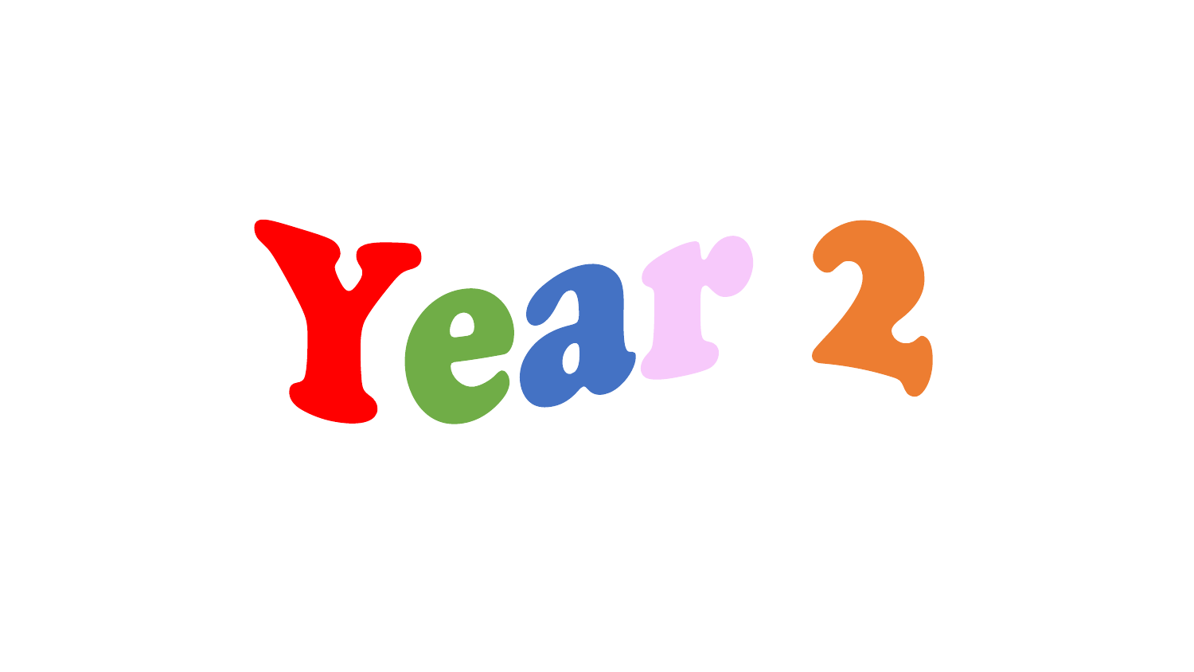# Year 2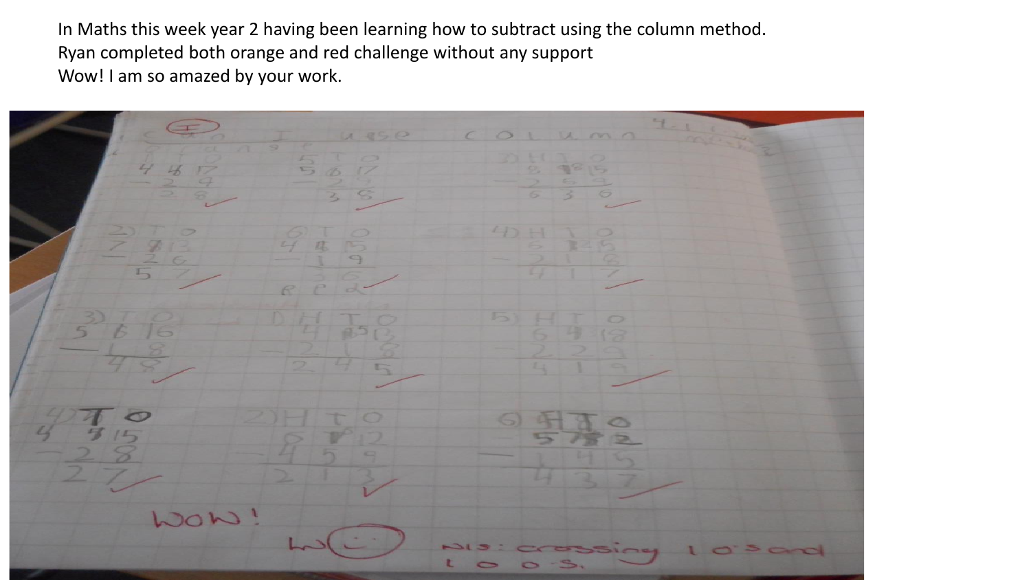In Maths this week year 2 having been learning how to subtract using the column method.
Ryan completed both orange and red challenge without any support
Wow! I am so amazed by your work.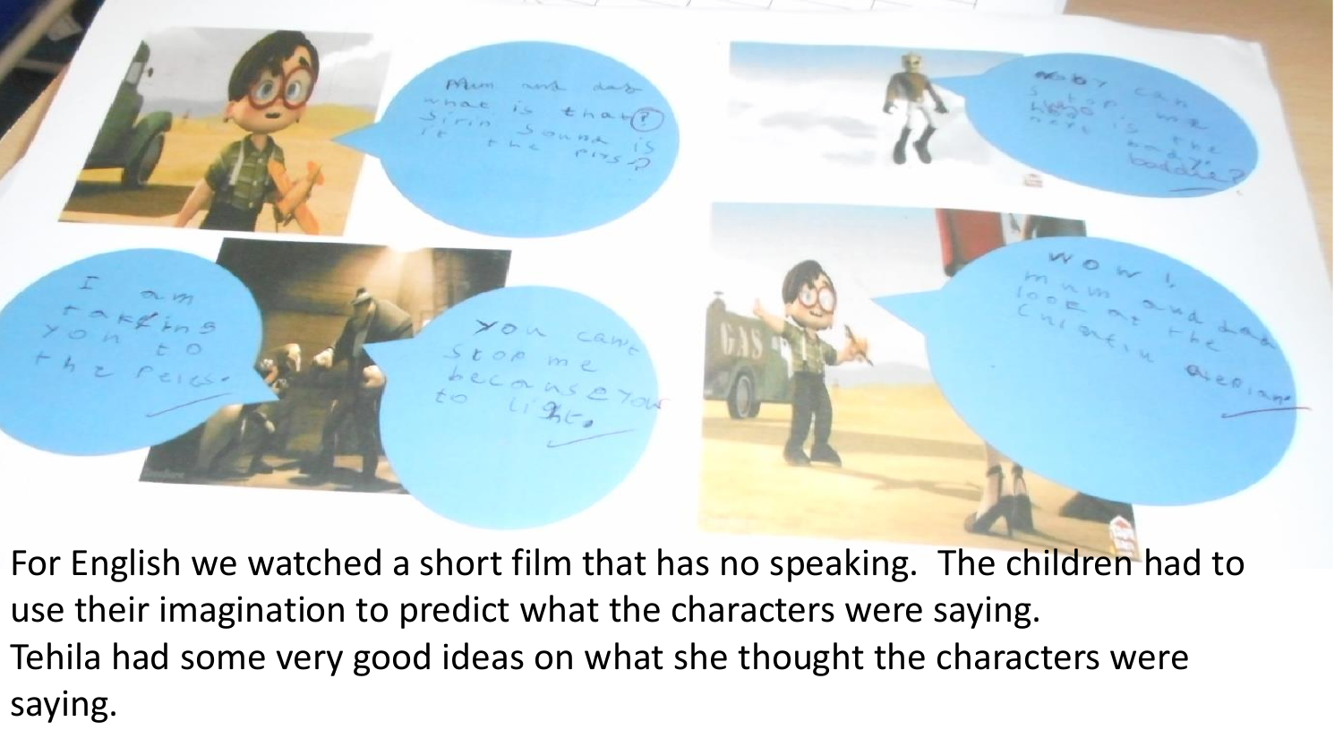For English we watched a short film that has no speaking. The children had to use their imagination to predict what the characters were saying.

Tehila had some very good ideas on what she thought the characters were saying.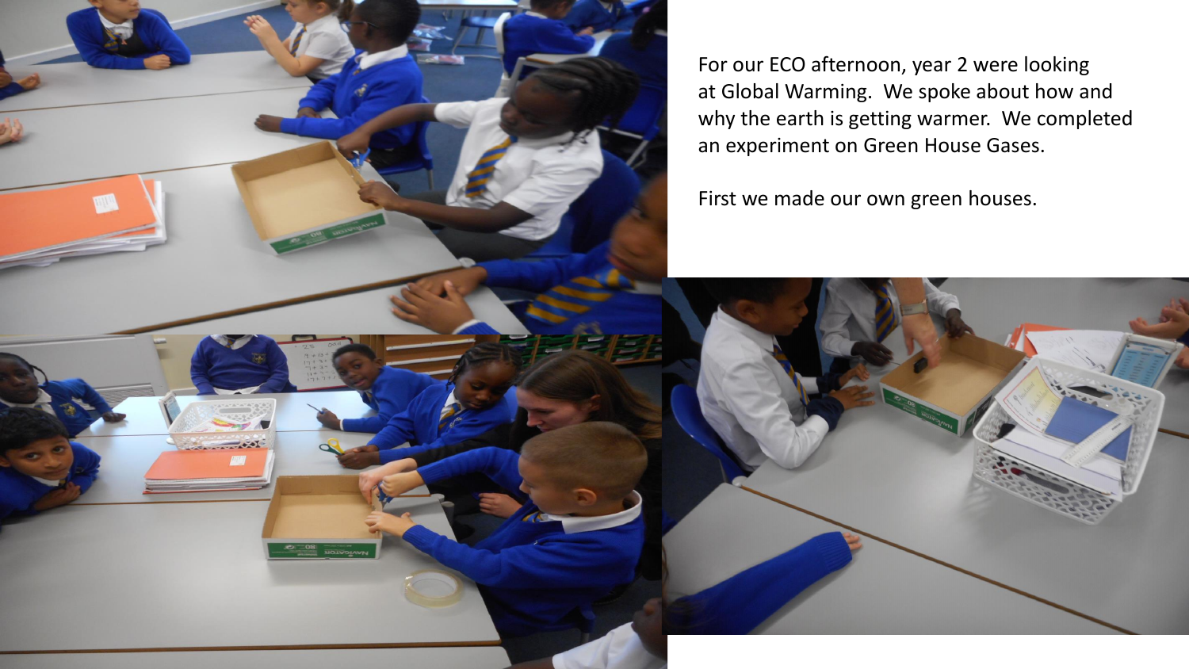For our ECO afternoon, year 2 were looking at Global Warming. We spoke about how and why the earth is getting warmer. We completed an experiment on Green House Gases.

First we made our own green houses.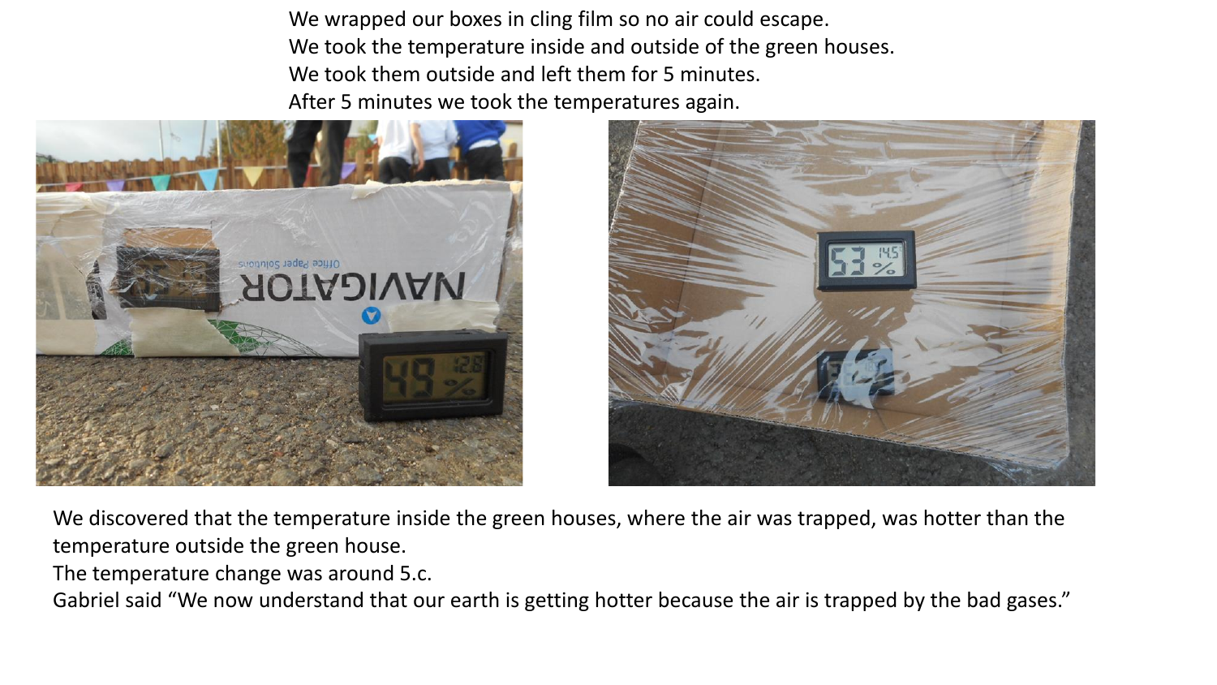We wrapped our boxes in cling film so no air could escape.

We took the temperature inside and outside of the green houses.

We took them outside and left them for 5 minutes.

After 5 minutes we took the temperatures again.

We discovered that the temperature inside the green houses, where the air was trapped, was hotter than the temperature outside the green house.

The temperature change was around 5.c.

Gabriel said "We now understand that our earth is getting hotter because the air is trapped by the bad gases."